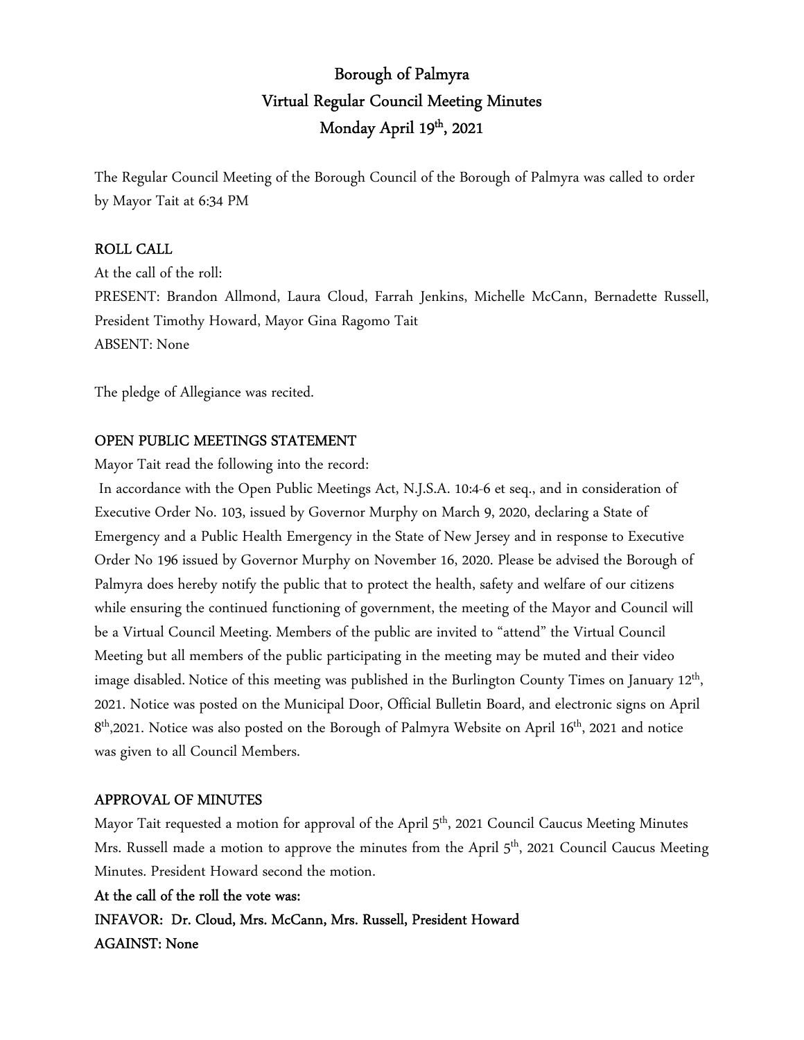# Borough of Palmyra
## Virtual Regular Council Meeting Minutes
## Monday April 19th, 2021

The Regular Council Meeting of the Borough Council of the Borough of Palmyra was called to order by Mayor Tait at 6:34 PM

**ROLL CALL**

At the call of the roll:

PRESENT: Brandon Allmond, Laura Cloud, Farrah Jenkins, Michelle McCann, Bernadette Russell, President Timothy Howard, Mayor Gina Ragomo Tait

ABSENT: None

The pledge of Allegiance was recited.

**OPEN PUBLIC MEETINGS STATEMENT**

Mayor Tait read the following into the record:

In accordance with the Open Public Meetings Act, N.J.S.A. 10:4-6 et seq., and in consideration of Executive Order No. 103, issued by Governor Murphy on March 9, 2020, declaring a State of Emergency and a Public Health Emergency in the State of New Jersey and in response to Executive Order No 196 issued by Governor Murphy on November 16, 2020. Please be advised the Borough of Palmyra does hereby notify the public that to protect the health, safety and welfare of our citizens while ensuring the continued functioning of government, the meeting of the Mayor and Council will be a Virtual Council Meeting. Members of the public are invited to "attend" the Virtual Council Meeting but all members of the public participating in the meeting may be muted and their video image disabled. Notice of this meeting was published in the Burlington County Times on January 12th, 2021. Notice was posted on the Municipal Door, Official Bulletin Board, and electronic signs on April 8th,2021. Notice was also posted on the Borough of Palmyra Website on April 16th, 2021 and notice was given to all Council Members.

**APPROVAL OF MINUTES**

Mayor Tait requested a motion for approval of the April 5th, 2021 Council Caucus Meeting Minutes Mrs. Russell made a motion to approve the minutes from the April 5th, 2021 Council Caucus Meeting Minutes. President Howard second the motion.

**At the call of the roll the vote was:**

**INFAVOR: Dr. Cloud, Mrs. McCann, Mrs. Russell, President Howard**

**AGAINST: None**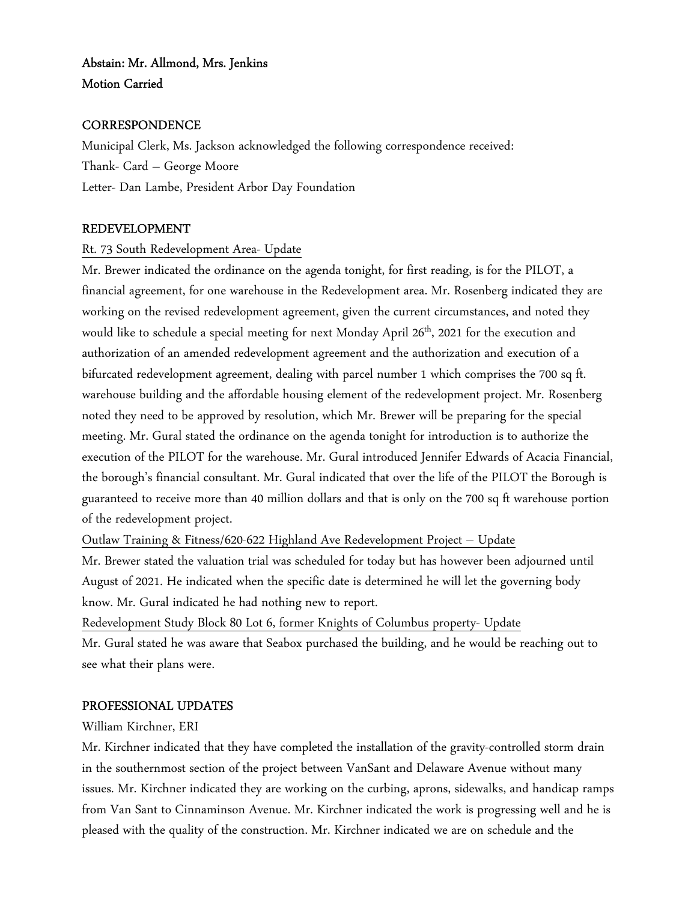**Abstain: Mr. Allmond, Mrs. Jenkins**
**Motion Carried**

## CORRESPONDENCE

Municipal Clerk, Ms. Jackson acknowledged the following correspondence received:
Thank- Card – George Moore
Letter- Dan Lambe, President Arbor Day Foundation

## REDEVELOPMENT

Rt. 73 South Redevelopment Area- Update

Mr. Brewer indicated the ordinance on the agenda tonight, for first reading, is for the PILOT, a financial agreement, for one warehouse in the Redevelopment area. Mr. Rosenberg indicated they are working on the revised redevelopment agreement, given the current circumstances, and noted they would like to schedule a special meeting for next Monday April 26th, 2021 for the execution and authorization of an amended redevelopment agreement and the authorization and execution of a bifurcated redevelopment agreement, dealing with parcel number 1 which comprises the 700 sq ft. warehouse building and the affordable housing element of the redevelopment project. Mr. Rosenberg noted they need to be approved by resolution, which Mr. Brewer will be preparing for the special meeting. Mr. Gural stated the ordinance on the agenda tonight for introduction is to authorize the execution of the PILOT for the warehouse. Mr. Gural introduced Jennifer Edwards of Acacia Financial, the borough's financial consultant. Mr. Gural indicated that over the life of the PILOT the Borough is guaranteed to receive more than 40 million dollars and that is only on the 700 sq ft warehouse portion of the redevelopment project.

Outlaw Training & Fitness/620-622 Highland Ave Redevelopment Project – Update

Mr. Brewer stated the valuation trial was scheduled for today but has however been adjourned until August of 2021. He indicated when the specific date is determined he will let the governing body know. Mr. Gural indicated he had nothing new to report.

Redevelopment Study Block 80 Lot 6, former Knights of Columbus property- Update

Mr. Gural stated he was aware that Seabox purchased the building, and he would be reaching out to see what their plans were.

## PROFESSIONAL UPDATES

William Kirchner, ERI

Mr. Kirchner indicated that they have completed the installation of the gravity-controlled storm drain in the southernmost section of the project between VanSant and Delaware Avenue without many issues. Mr. Kirchner indicated they are working on the curbing, aprons, sidewalks, and handicap ramps from Van Sant to Cinnaminson Avenue. Mr. Kirchner indicated the work is progressing well and he is pleased with the quality of the construction. Mr. Kirchner indicated we are on schedule and the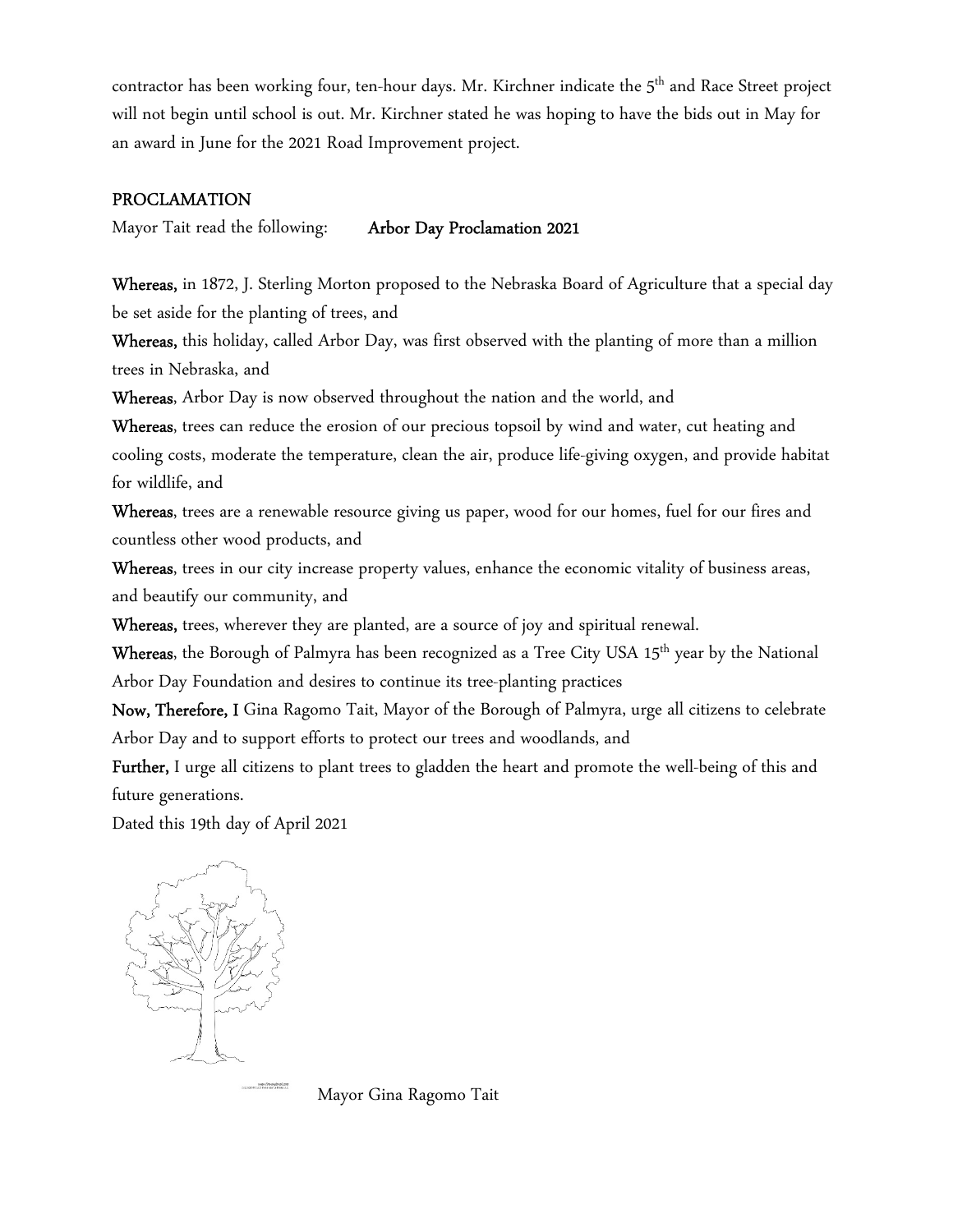contractor has been working four, ten-hour days. Mr. Kirchner indicate the 5th and Race Street project will not begin until school is out. Mr. Kirchner stated he was hoping to have the bids out in May for an award in June for the 2021 Road Improvement project.

## PROCLAMATION

Mayor Tait read the following: **Arbor Day Proclamation 2021**

**Whereas,** in 1872, J. Sterling Morton proposed to the Nebraska Board of Agriculture that a special day be set aside for the planting of trees, and

**Whereas,** this holiday, called Arbor Day, was first observed with the planting of more than a million trees in Nebraska, and

**Whereas**, Arbor Day is now observed throughout the nation and the world, and

**Whereas**, trees can reduce the erosion of our precious topsoil by wind and water, cut heating and cooling costs, moderate the temperature, clean the air, produce life-giving oxygen, and provide habitat for wildlife, and

**Whereas**, trees are a renewable resource giving us paper, wood for our homes, fuel for our fires and countless other wood products, and

**Whereas**, trees in our city increase property values, enhance the economic vitality of business areas, and beautify our community, and

**Whereas,** trees, wherever they are planted, are a source of joy and spiritual renewal.

**Whereas**, the Borough of Palmyra has been recognized as a Tree City USA 15th year by the National Arbor Day Foundation and desires to continue its tree-planting practices

**Now, Therefore, I** Gina Ragomo Tait, Mayor of the Borough of Palmyra, urge all citizens to celebrate Arbor Day and to support efforts to protect our trees and woodlands, and

**Further,** I urge all citizens to plant trees to gladden the heart and promote the well-being of this and future generations.

Dated this 19th day of April 2021

Mayor Gina Ragomo Tait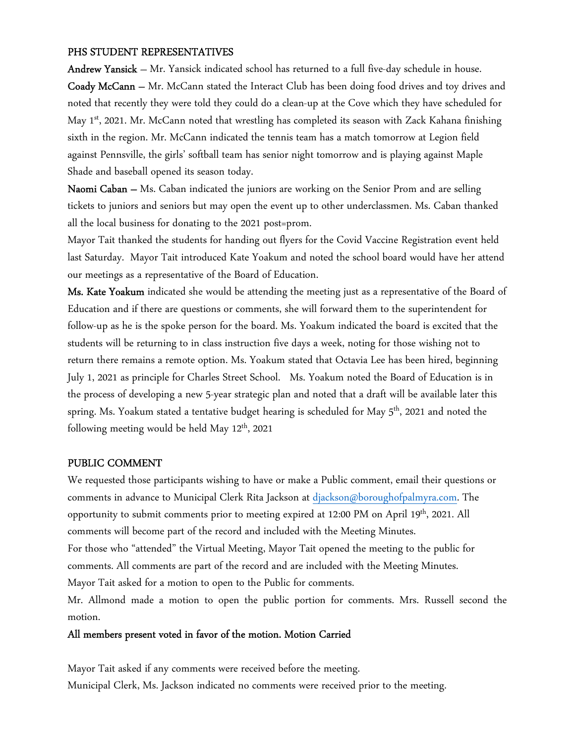## PHS STUDENT REPRESENTATIVES

**Andrew Yansick** – Mr. Yansick indicated school has returned to a full five-day schedule in house.

**Coady McCann** – Mr. McCann stated the Interact Club has been doing food drives and toy drives and noted that recently they were told they could do a clean-up at the Cove which they have scheduled for May 1st, 2021. Mr. McCann noted that wrestling has completed its season with Zack Kahana finishing sixth in the region. Mr. McCann indicated the tennis team has a match tomorrow at Legion field against Pennsville, the girls' softball team has senior night tomorrow and is playing against Maple Shade and baseball opened its season today.

**Naomi Caban** – Ms. Caban indicated the juniors are working on the Senior Prom and are selling tickets to juniors and seniors but may open the event up to other underclassmen. Ms. Caban thanked all the local business for donating to the 2021 post=prom.

Mayor Tait thanked the students for handing out flyers for the Covid Vaccine Registration event held last Saturday. Mayor Tait introduced Kate Yoakum and noted the school board would have her attend our meetings as a representative of the Board of Education.

**Ms. Kate Yoakum** indicated she would be attending the meeting just as a representative of the Board of Education and if there are questions or comments, she will forward them to the superintendent for follow-up as he is the spoke person for the board. Ms. Yoakum indicated the board is excited that the students will be returning to in class instruction five days a week, noting for those wishing not to return there remains a remote option. Ms. Yoakum stated that Octavia Lee has been hired, beginning July 1, 2021 as principle for Charles Street School. Ms. Yoakum noted the Board of Education is in the process of developing a new 5-year strategic plan and noted that a draft will be available later this spring. Ms. Yoakum stated a tentative budget hearing is scheduled for May 5th, 2021 and noted the following meeting would be held May 12th, 2021

## PUBLIC COMMENT

We requested those participants wishing to have or make a Public comment, email their questions or comments in advance to Municipal Clerk Rita Jackson at djackson@boroughofpalmyra.com. The opportunity to submit comments prior to meeting expired at 12:00 PM on April 19th, 2021. All comments will become part of the record and included with the Meeting Minutes.

For those who "attended" the Virtual Meeting, Mayor Tait opened the meeting to the public for comments. All comments are part of the record and are included with the Meeting Minutes.

Mayor Tait asked for a motion to open to the Public for comments.

Mr. Allmond made a motion to open the public portion for comments. Mrs. Russell second the motion.

**All members present voted in favor of the motion. Motion Carried**

Mayor Tait asked if any comments were received before the meeting.

Municipal Clerk, Ms. Jackson indicated no comments were received prior to the meeting.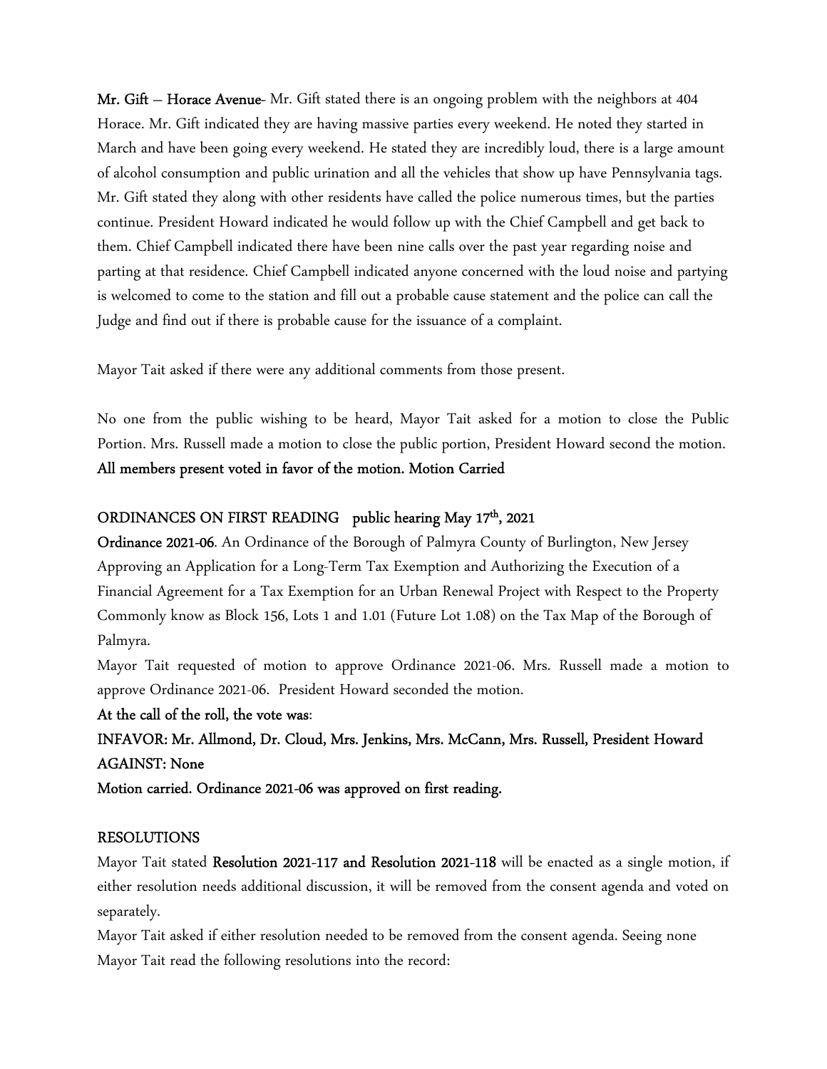**Mr. Gift – Horace Avenue**- Mr. Gift stated there is an ongoing problem with the neighbors at 404 Horace. Mr. Gift indicated they are having massive parties every weekend. He noted they started in March and have been going every weekend. He stated they are incredibly loud, there is a large amount of alcohol consumption and public urination and all the vehicles that show up have Pennsylvania tags. Mr. Gift stated they along with other residents have called the police numerous times, but the parties continue. President Howard indicated he would follow up with the Chief Campbell and get back to them. Chief Campbell indicated there have been nine calls over the past year regarding noise and parting at that residence. Chief Campbell indicated anyone concerned with the loud noise and partying is welcomed to come to the station and fill out a probable cause statement and the police can call the Judge and find out if there is probable cause for the issuance of a complaint.

Mayor Tait asked if there were any additional comments from those present.

No one from the public wishing to be heard, Mayor Tait asked for a motion to close the Public Portion. Mrs. Russell made a motion to close the public portion, President Howard second the motion. **All members present voted in favor of the motion. Motion Carried**

## ORDINANCES ON FIRST READING public hearing May 17th, 2021

**Ordinance 2021-06**. An Ordinance of the Borough of Palmyra County of Burlington, New Jersey Approving an Application for a Long-Term Tax Exemption and Authorizing the Execution of a Financial Agreement for a Tax Exemption for an Urban Renewal Project with Respect to the Property Commonly know as Block 156, Lots 1 and 1.01 (Future Lot 1.08) on the Tax Map of the Borough of Palmyra.

Mayor Tait requested of motion to approve Ordinance 2021-06. Mrs. Russell made a motion to approve Ordinance 2021-06. President Howard seconded the motion.

**At the call of the roll, the vote was**:

**INFAVOR: Mr. Allmond, Dr. Cloud, Mrs. Jenkins, Mrs. McCann, Mrs. Russell, President Howard**

**AGAINST: None**

**Motion carried. Ordinance 2021-06 was approved on first reading.**

## RESOLUTIONS

Mayor Tait stated **Resolution 2021-117 and Resolution 2021-118** will be enacted as a single motion, if either resolution needs additional discussion, it will be removed from the consent agenda and voted on separately.

Mayor Tait asked if either resolution needed to be removed from the consent agenda. Seeing none Mayor Tait read the following resolutions into the record: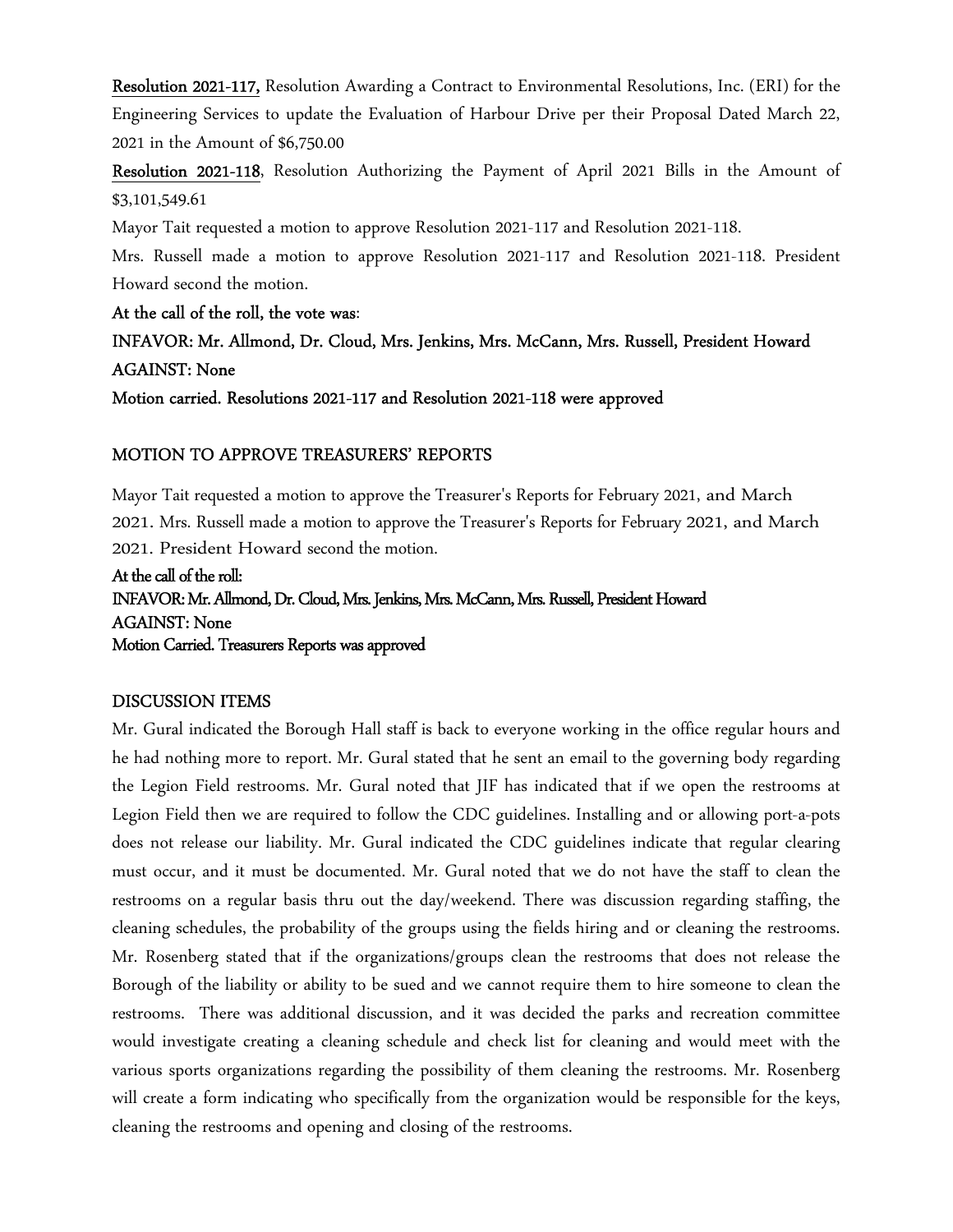**Resolution 2021-117,** Resolution Awarding a Contract to Environmental Resolutions, Inc. (ERI) for the Engineering Services to update the Evaluation of Harbour Drive per their Proposal Dated March 22, 2021 in the Amount of $6,750.00

**Resolution 2021-118**, Resolution Authorizing the Payment of April 2021 Bills in the Amount of $3,101,549.61

Mayor Tait requested a motion to approve Resolution 2021-117 and Resolution 2021-118.

Mrs. Russell made a motion to approve Resolution 2021-117 and Resolution 2021-118. President Howard second the motion.

**At the call of the roll, the vote was**:

**INFAVOR: Mr. Allmond, Dr. Cloud, Mrs. Jenkins, Mrs. McCann, Mrs. Russell, President Howard**

**AGAINST: None**

**Motion carried. Resolutions 2021-117 and Resolution 2021-118 were approved**

## MOTION TO APPROVE TREASURERS' REPORTS

Mayor Tait requested a motion to approve the Treasurer's Reports for February 2021, and March 2021. Mrs. Russell made a motion to approve the Treasurer's Reports for February 2021, and March 2021. President Howard second the motion.

**At the call of the roll:**

**INFAVOR: Mr. Allmond, Dr. Cloud, Mrs. Jenkins, Mrs. McCann, Mrs. Russell, President Howard**

**AGAINST: None**

**Motion Carried. Treasurers Reports was approved**

## DISCUSSION ITEMS

Mr. Gural indicated the Borough Hall staff is back to everyone working in the office regular hours and he had nothing more to report. Mr. Gural stated that he sent an email to the governing body regarding the Legion Field restrooms. Mr. Gural noted that JIF has indicated that if we open the restrooms at Legion Field then we are required to follow the CDC guidelines. Installing and or allowing port-a-pots does not release our liability. Mr. Gural indicated the CDC guidelines indicate that regular clearing must occur, and it must be documented. Mr. Gural noted that we do not have the staff to clean the restrooms on a regular basis thru out the day/weekend. There was discussion regarding staffing, the cleaning schedules, the probability of the groups using the fields hiring and or cleaning the restrooms. Mr. Rosenberg stated that if the organizations/groups clean the restrooms that does not release the Borough of the liability or ability to be sued and we cannot require them to hire someone to clean the restrooms. There was additional discussion, and it was decided the parks and recreation committee would investigate creating a cleaning schedule and check list for cleaning and would meet with the various sports organizations regarding the possibility of them cleaning the restrooms. Mr. Rosenberg will create a form indicating who specifically from the organization would be responsible for the keys, cleaning the restrooms and opening and closing of the restrooms.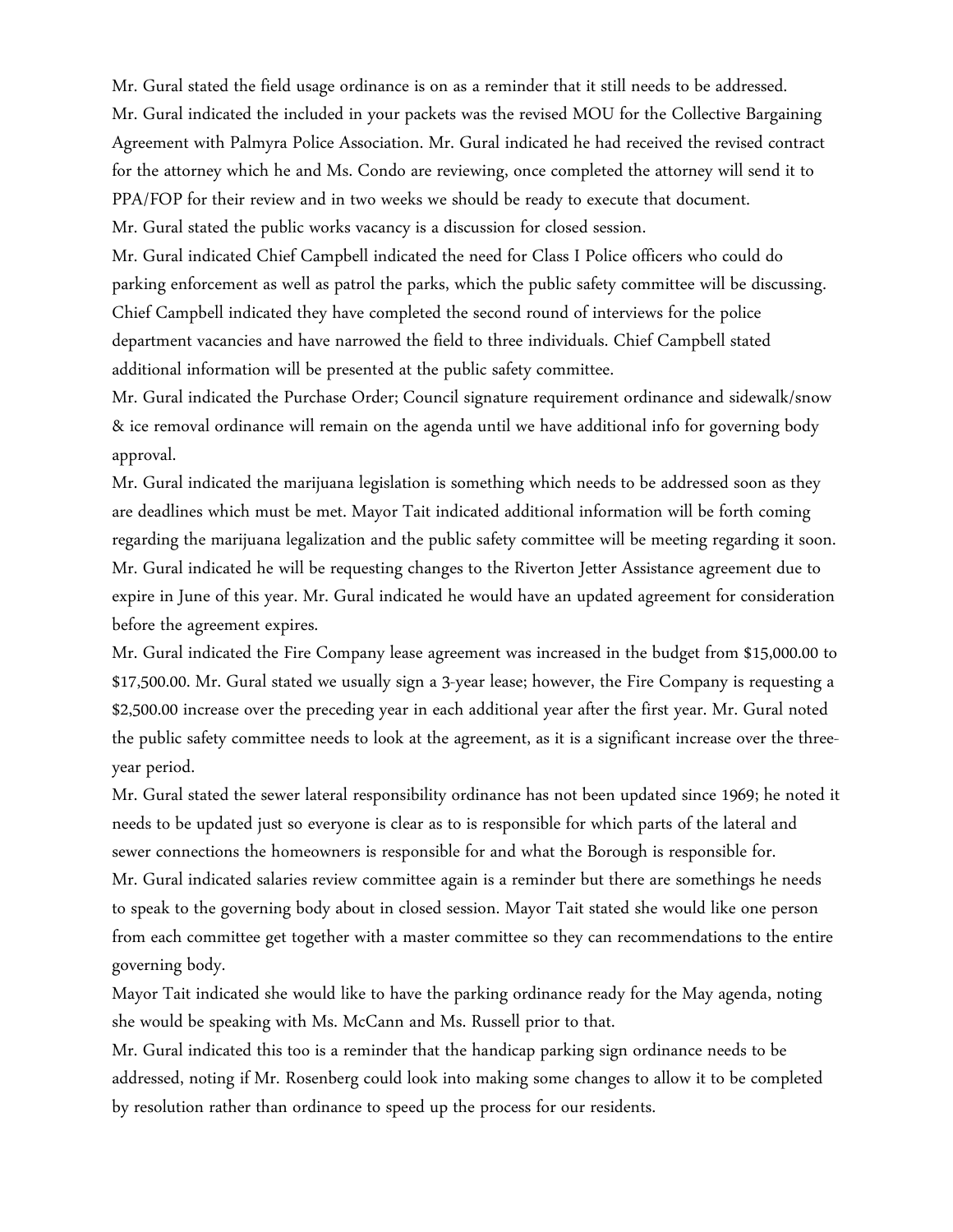Mr. Gural stated the field usage ordinance is on as a reminder that it still needs to be addressed.
Mr. Gural indicated the included in your packets was the revised MOU for the Collective Bargaining Agreement with Palmyra Police Association. Mr. Gural indicated he had received the revised contract for the attorney which he and Ms. Condo are reviewing, once completed the attorney will send it to PPA/FOP for their review and in two weeks we should be ready to execute that document.
Mr. Gural stated the public works vacancy is a discussion for closed session.
Mr. Gural indicated Chief Campbell indicated the need for Class I Police officers who could do parking enforcement as well as patrol the parks, which the public safety committee will be discussing. Chief Campbell indicated they have completed the second round of interviews for the police department vacancies and have narrowed the field to three individuals. Chief Campbell stated additional information will be presented at the public safety committee.
Mr. Gural indicated the Purchase Order; Council signature requirement ordinance and sidewalk/snow & ice removal ordinance will remain on the agenda until we have additional info for governing body approval.
Mr. Gural indicated the marijuana legislation is something which needs to be addressed soon as they are deadlines which must be met. Mayor Tait indicated additional information will be forth coming regarding the marijuana legalization and the public safety committee will be meeting regarding it soon.
Mr. Gural indicated he will be requesting changes to the Riverton Jetter Assistance agreement due to expire in June of this year. Mr. Gural indicated he would have an updated agreement for consideration before the agreement expires.
Mr. Gural indicated the Fire Company lease agreement was increased in the budget from $15,000.00 to $17,500.00. Mr. Gural stated we usually sign a 3-year lease; however, the Fire Company is requesting a $2,500.00 increase over the preceding year in each additional year after the first year. Mr. Gural noted the public safety committee needs to look at the agreement, as it is a significant increase over the three-year period.
Mr. Gural stated the sewer lateral responsibility ordinance has not been updated since 1969; he noted it needs to be updated just so everyone is clear as to is responsible for which parts of the lateral and sewer connections the homeowners is responsible for and what the Borough is responsible for.
Mr. Gural indicated salaries review committee again is a reminder but there are somethings he needs to speak to the governing body about in closed session. Mayor Tait stated she would like one person from each committee get together with a master committee so they can recommendations to the entire governing body.
Mayor Tait indicated she would like to have the parking ordinance ready for the May agenda, noting she would be speaking with Ms. McCann and Ms. Russell prior to that.
Mr. Gural indicated this too is a reminder that the handicap parking sign ordinance needs to be addressed, noting if Mr. Rosenberg could look into making some changes to allow it to be completed by resolution rather than ordinance to speed up the process for our residents.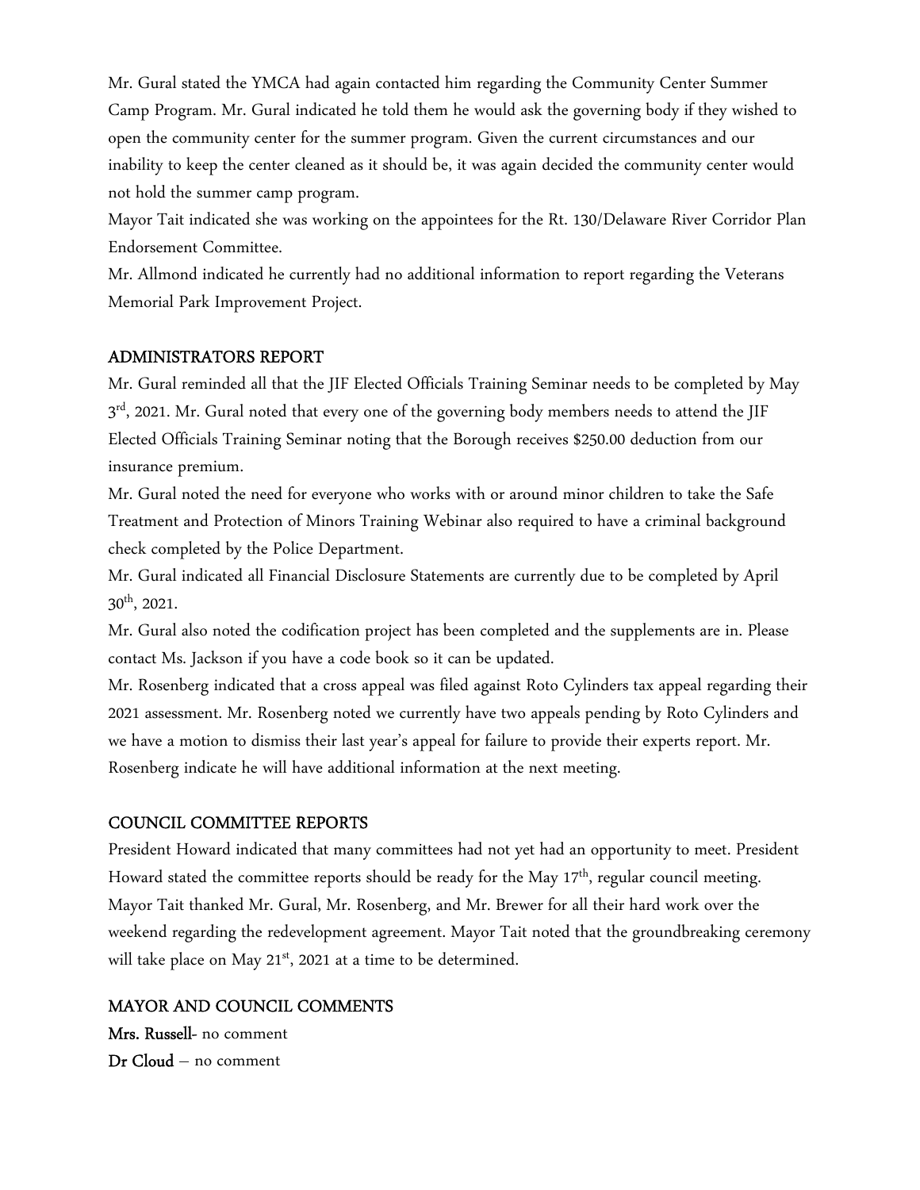Mr. Gural stated the YMCA had again contacted him regarding the Community Center Summer Camp Program. Mr. Gural indicated he told them he would ask the governing body if they wished to open the community center for the summer program. Given the current circumstances and our inability to keep the center cleaned as it should be, it was again decided the community center would not hold the summer camp program.

Mayor Tait indicated she was working on the appointees for the Rt. 130/Delaware River Corridor Plan Endorsement Committee.

Mr. Allmond indicated he currently had no additional information to report regarding the Veterans Memorial Park Improvement Project.

## ADMINISTRATORS REPORT

Mr. Gural reminded all that the JIF Elected Officials Training Seminar needs to be completed by May 3rd, 2021. Mr. Gural noted that every one of the governing body members needs to attend the JIF Elected Officials Training Seminar noting that the Borough receives $250.00 deduction from our insurance premium.

Mr. Gural noted the need for everyone who works with or around minor children to take the Safe Treatment and Protection of Minors Training Webinar also required to have a criminal background check completed by the Police Department.

Mr. Gural indicated all Financial Disclosure Statements are currently due to be completed by April 30th, 2021.

Mr. Gural also noted the codification project has been completed and the supplements are in. Please contact Ms. Jackson if you have a code book so it can be updated.

Mr. Rosenberg indicated that a cross appeal was filed against Roto Cylinders tax appeal regarding their 2021 assessment. Mr. Rosenberg noted we currently have two appeals pending by Roto Cylinders and we have a motion to dismiss their last year's appeal for failure to provide their experts report. Mr. Rosenberg indicate he will have additional information at the next meeting.

## COUNCIL COMMITTEE REPORTS

President Howard indicated that many committees had not yet had an opportunity to meet. President Howard stated the committee reports should be ready for the May 17th, regular council meeting.

Mayor Tait thanked Mr. Gural, Mr. Rosenberg, and Mr. Brewer for all their hard work over the weekend regarding the redevelopment agreement. Mayor Tait noted that the groundbreaking ceremony will take place on May 21st, 2021 at a time to be determined.

## MAYOR AND COUNCIL COMMENTS

**Mrs. Russell**- no comment

**Dr Cloud** – no comment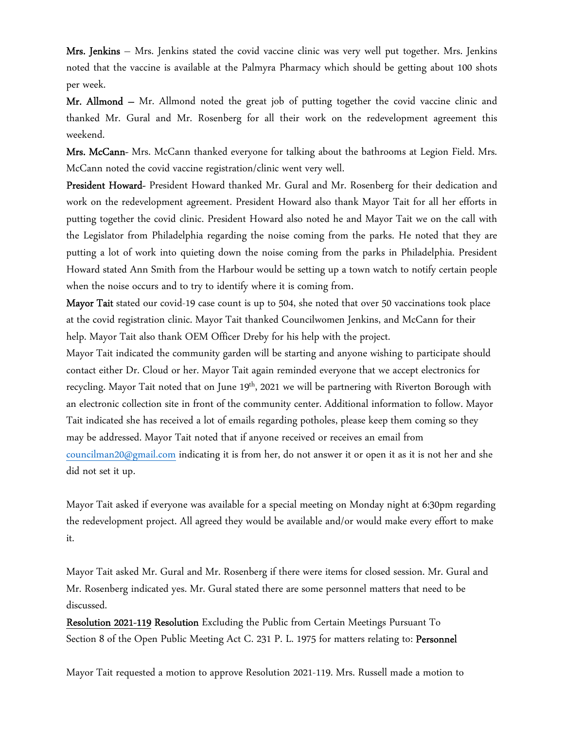**Mrs. Jenkins** – Mrs. Jenkins stated the covid vaccine clinic was very well put together. Mrs. Jenkins noted that the vaccine is available at the Palmyra Pharmacy which should be getting about 100 shots per week.

**Mr. Allmond** – Mr. Allmond noted the great job of putting together the covid vaccine clinic and thanked Mr. Gural and Mr. Rosenberg for all their work on the redevelopment agreement this weekend.

**Mrs. McCann**- Mrs. McCann thanked everyone for talking about the bathrooms at Legion Field. Mrs. McCann noted the covid vaccine registration/clinic went very well.

**President Howard**- President Howard thanked Mr. Gural and Mr. Rosenberg for their dedication and work on the redevelopment agreement. President Howard also thank Mayor Tait for all her efforts in putting together the covid clinic. President Howard also noted he and Mayor Tait we on the call with the Legislator from Philadelphia regarding the noise coming from the parks. He noted that they are putting a lot of work into quieting down the noise coming from the parks in Philadelphia. President Howard stated Ann Smith from the Harbour would be setting up a town watch to notify certain people when the noise occurs and to try to identify where it is coming from.

**Mayor Tait** stated our covid-19 case count is up to 504, she noted that over 50 vaccinations took place at the covid registration clinic. Mayor Tait thanked Councilwomen Jenkins, and McCann for their help. Mayor Tait also thank OEM Officer Dreby for his help with the project.

Mayor Tait indicated the community garden will be starting and anyone wishing to participate should contact either Dr. Cloud or her. Mayor Tait again reminded everyone that we accept electronics for recycling. Mayor Tait noted that on June 19th, 2021 we will be partnering with Riverton Borough with an electronic collection site in front of the community center. Additional information to follow. Mayor Tait indicated she has received a lot of emails regarding potholes, please keep them coming so they may be addressed. Mayor Tait noted that if anyone received or receives an email from councilman20@gmail.com indicating it is from her, do not answer it or open it as it is not her and she did not set it up.

Mayor Tait asked if everyone was available for a special meeting on Monday night at 6:30pm regarding the redevelopment project. All agreed they would be available and/or would make every effort to make it.

Mayor Tait asked Mr. Gural and Mr. Rosenberg if there were items for closed session. Mr. Gural and Mr. Rosenberg indicated yes. Mr. Gural stated there are some personnel matters that need to be discussed.

**Resolution 2021-119 Resolution** Excluding the Public from Certain Meetings Pursuant To Section 8 of the Open Public Meeting Act C. 231 P. L. 1975 for matters relating to: **Personnel**

Mayor Tait requested a motion to approve Resolution 2021-119. Mrs. Russell made a motion to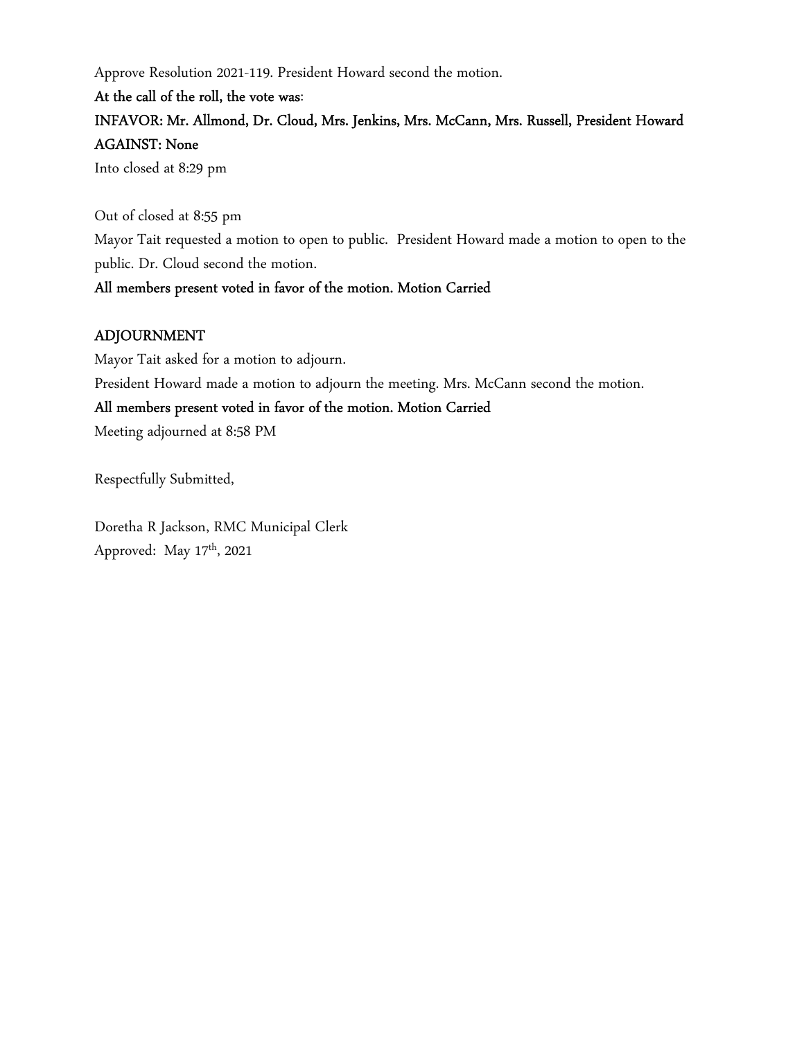Approve Resolution 2021-119. President Howard second the motion.

**At the call of the roll, the vote was:**

**INFAVOR: Mr. Allmond, Dr. Cloud, Mrs. Jenkins, Mrs. McCann, Mrs. Russell, President Howard**

**AGAINST: None**

Into closed at 8:29 pm

Out of closed at 8:55 pm

Mayor Tait requested a motion to open to public. President Howard made a motion to open to the public. Dr. Cloud second the motion.

**All members present voted in favor of the motion. Motion Carried**

## ADJOURNMENT

Mayor Tait asked for a motion to adjourn.

President Howard made a motion to adjourn the meeting. Mrs. McCann second the motion.

**All members present voted in favor of the motion. Motion Carried**

Meeting adjourned at 8:58 PM

Respectfully Submitted,

Doretha R Jackson, RMC Municipal Clerk

Approved: May 17th, 2021